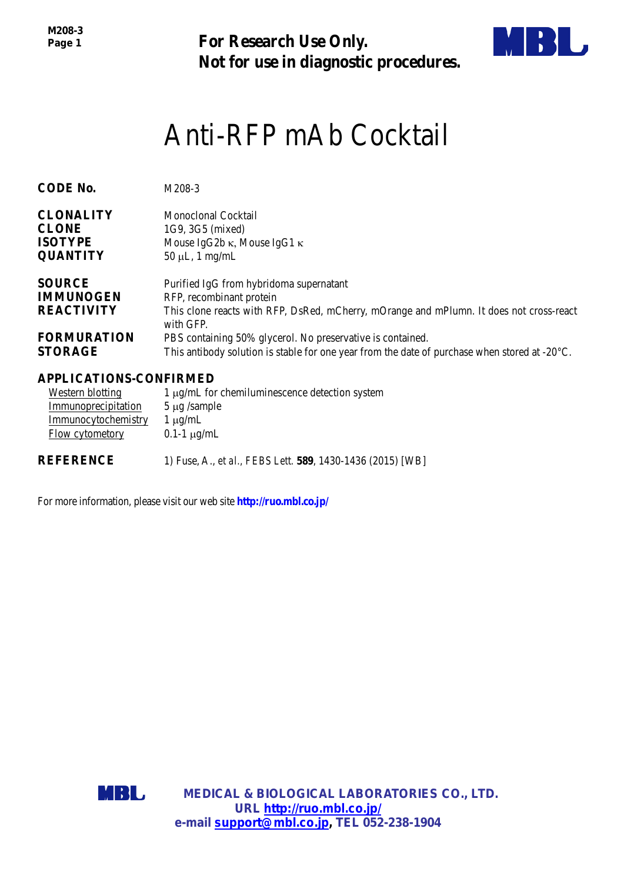**For Research Use Only.**
**Not for use in diagnostic procedures.**

# Anti-RFP mAb Cocktail

**CODE No.** M208-3

**CLONALITY** Monoclonal Cocktail
**CLONE** 1G9, 3G5 (mixed)
**ISOTYPE** Mouse IgG2b κ, Mouse IgG1 κ
**QUANTITY** 50 μL, 1 mg/mL

**SOURCE** Purified IgG from hybridoma supernatant
**IMMUNOGEN** RFP, recombinant protein
**REACTIVITY** This clone reacts with RFP, DsRed, mCherry, mOrange and mPlumn. It does not cross-react with GFP.
**FORMURATION** PBS containing 50% glycerol. No preservative is contained.
**STORAGE** This antibody solution is stable for one year from the date of purchase when stored at -20°C.

**APPLICATIONS-CONFIRMED**

Western blotting — 1 μg/mL for chemiluminescence detection system
Immunoprecipitation — 5 μg /sample
Immunocytochemistry — 1 μg/mL
Flow cytometory — 0.1-1 μg/mL

**REFERENCE** 1) Fuse, A., *et al.*, FEBS Lett. **589**, 1430-1436 (2015) [WB]

For more information, please visit our web site **http://ruo.mbl.co.jp/**

**MEDICAL & BIOLOGICAL LABORATORIES CO., LTD.**
**URL http://ruo.mbl.co.jp/**
**e-mail support@mbl.co.jp, TEL 052-238-1904**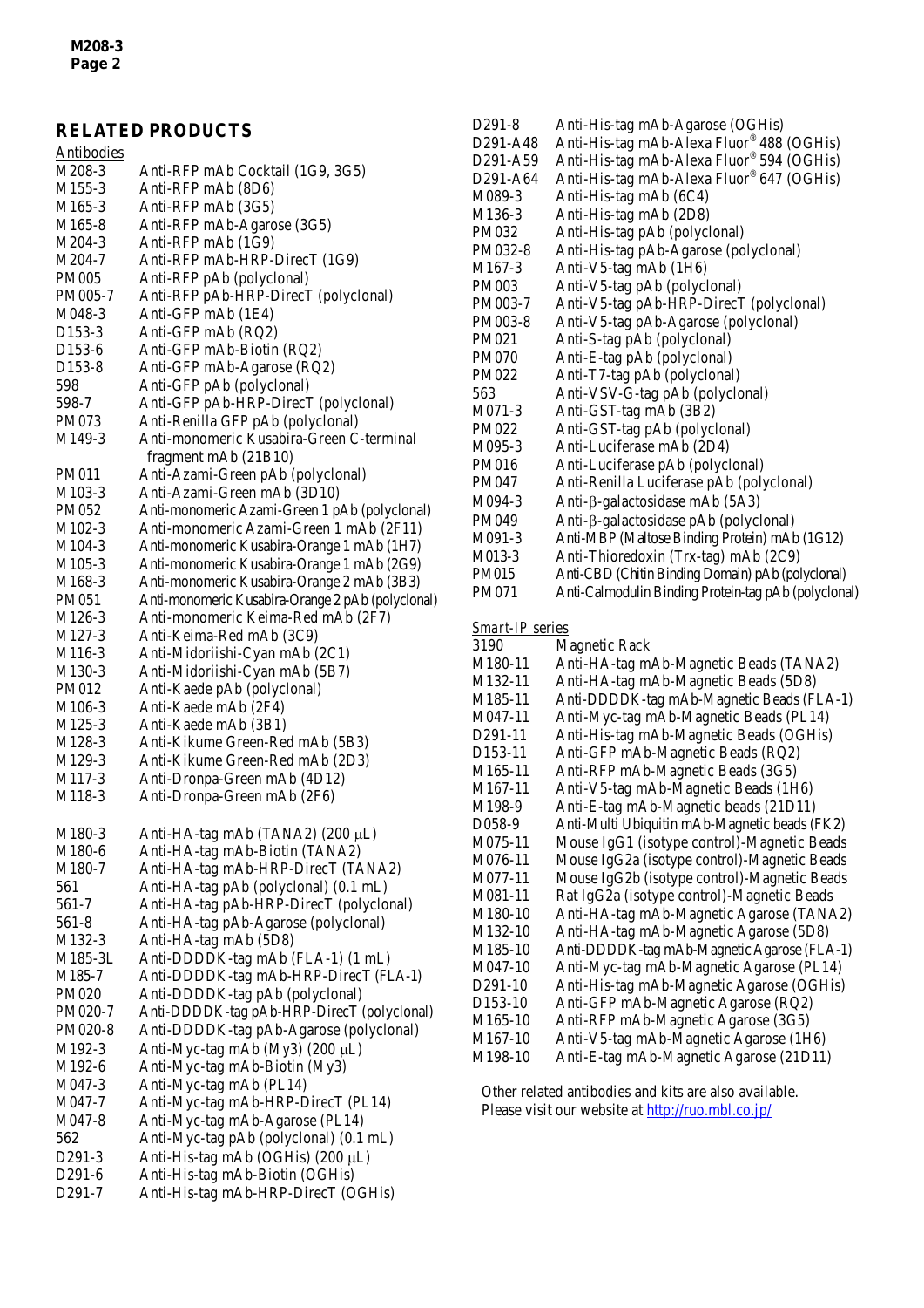## RELATED PRODUCTS

**Antibodies**

| | |
|---|---|
| M208-3 | Anti-RFP mAb Cocktail (1G9, 3G5) |
| M155-3 | Anti-RFP mAb (8D6) |
| M165-3 | Anti-RFP mAb (3G5) |
| M165-8 | Anti-RFP mAb-Agarose (3G5) |
| M204-3 | Anti-RFP mAb (1G9) |
| M204-7 | Anti-RFP mAb-HRP-DirecT (1G9) |
| PM005 | Anti-RFP pAb (polyclonal) |
| PM005-7 | Anti-RFP pAb-HRP-DirecT (polyclonal) |
| M048-3 | Anti-GFP mAb (1E4) |
| D153-3 | Anti-GFP mAb (RQ2) |
| D153-6 | Anti-GFP mAb-Biotin (RQ2) |
| D153-8 | Anti-GFP mAb-Agarose (RQ2) |
| 598 | Anti-GFP pAb (polyclonal) |
| 598-7 | Anti-GFP pAb-HRP-DirecT (polyclonal) |
| PM073 | Anti-Renilla GFP pAb (polyclonal) |
| M149-3 | Anti-monomeric Kusabira-Green C-terminal fragment mAb (21B10) |
| PM011 | Anti-Azami-Green pAb (polyclonal) |
| M103-3 | Anti-Azami-Green mAb (3D10) |
| PM052 | Anti-monomeric Azami-Green 1 pAb (polyclonal) |
| M102-3 | Anti-monomeric Azami-Green 1 mAb (2F11) |
| M104-3 | Anti-monomeric Kusabira-Orange 1 mAb (1H7) |
| M105-3 | Anti-monomeric Kusabira-Orange 1 mAb (2G9) |
| M168-3 | Anti-monomeric Kusabira-Orange 2 mAb (3B3) |
| PM051 | Anti-monomeric Kusabira-Orange 2 pAb (polyclonal) |
| M126-3 | Anti-monomeric Keima-Red mAb (2F7) |
| M127-3 | Anti-Keima-Red mAb (3C9) |
| M116-3 | Anti-Midoriishi-Cyan mAb (2C1) |
| M130-3 | Anti-Midoriishi-Cyan mAb (5B7) |
| PM012 | Anti-Kaede pAb (polyclonal) |
| M106-3 | Anti-Kaede mAb (2F4) |
| M125-3 | Anti-Kaede mAb (3B1) |
| M128-3 | Anti-Kikume Green-Red mAb (5B3) |
| M129-3 | Anti-Kikume Green-Red mAb (2D3) |
| M117-3 | Anti-Dronpa-Green mAb (4D12) |
| M118-3 | Anti-Dronpa-Green mAb (2F6) |
| | |
| M180-3 | Anti-HA-tag mAb (TANA2) (200 μL) |
| M180-6 | Anti-HA-tag mAb-Biotin (TANA2) |
| M180-7 | Anti-HA-tag mAb-HRP-DirecT (TANA2) |
| 561 | Anti-HA-tag pAb (polyclonal) (0.1 mL) |
| 561-7 | Anti-HA-tag pAb-HRP-DirecT (polyclonal) |
| 561-8 | Anti-HA-tag pAb-Agarose (polyclonal) |
| M132-3 | Anti-HA-tag mAb (5D8) |
| M185-3L | Anti-DDDDK-tag mAb (FLA-1) (1 mL) |
| M185-7 | Anti-DDDDK-tag mAb-HRP-DirecT (FLA-1) |
| PM020 | Anti-DDDDK-tag pAb (polyclonal) |
| PM020-7 | Anti-DDDDK-tag pAb-HRP-DirecT (polyclonal) |
| PM020-8 | Anti-DDDDK-tag pAb-Agarose (polyclonal) |
| M192-3 | Anti-Myc-tag mAb (My3) (200 μL) |
| M192-6 | Anti-Myc-tag mAb-Biotin (My3) |
| M047-3 | Anti-Myc-tag mAb (PL14) |
| M047-7 | Anti-Myc-tag mAb-HRP-DirecT (PL14) |
| M047-8 | Anti-Myc-tag mAb-Agarose (PL14) |
| 562 | Anti-Myc-tag pAb (polyclonal) (0.1 mL) |
| D291-3 | Anti-His-tag mAb (OGHis) (200 μL) |
| D291-6 | Anti-His-tag mAb-Biotin (OGHis) |
| D291-7 | Anti-His-tag mAb-HRP-DirecT (OGHis) |
| D291-8 | Anti-His-tag mAb-Agarose (OGHis) |
| D291-A48 | Anti-His-tag mAb-Alexa Fluor® 488 (OGHis) |
| D291-A59 | Anti-His-tag mAb-Alexa Fluor® 594 (OGHis) |
| D291-A64 | Anti-His-tag mAb-Alexa Fluor® 647 (OGHis) |
| M089-3 | Anti-His-tag mAb (6C4) |
| M136-3 | Anti-His-tag mAb (2D8) |
| PM032 | Anti-His-tag pAb (polyclonal) |
| PM032-8 | Anti-His-tag pAb-Agarose (polyclonal) |
| M167-3 | Anti-V5-tag mAb (1H6) |
| PM003 | Anti-V5-tag pAb (polyclonal) |
| PM003-7 | Anti-V5-tag pAb-HRP-DirecT (polyclonal) |
| PM003-8 | Anti-V5-tag pAb-Agarose (polyclonal) |
| PM021 | Anti-S-tag pAb (polyclonal) |
| PM070 | Anti-E-tag pAb (polyclonal) |
| PM022 | Anti-T7-tag pAb (polyclonal) |
| 563 | Anti-VSV-G-tag pAb (polyclonal) |
| M071-3 | Anti-GST-tag mAb (3B2) |
| PM022 | Anti-GST-tag pAb (polyclonal) |
| M095-3 | Anti-Luciferase mAb (2D4) |
| PM016 | Anti-Luciferase pAb (polyclonal) |
| PM047 | Anti-Renilla Luciferase pAb (polyclonal) |
| M094-3 | Anti-β-galactosidase mAb (5A3) |
| PM049 | Anti-β-galactosidase pAb (polyclonal) |
| M091-3 | Anti-MBP (Maltose Binding Protein) mAb (1G12) |
| M013-3 | Anti-Thioredoxin (Trx-tag) mAb (2C9) |
| PM015 | Anti-CBD (Chitin Binding Domain) pAb (polyclonal) |
| PM071 | Anti-Calmodulin Binding Protein-tag pAb (polyclonal) |

***Smart-IP* series**

| | |
|---|---|
| 3190 | Magnetic Rack |
| M180-11 | Anti-HA-tag mAb-Magnetic Beads (TANA2) |
| M132-11 | Anti-HA-tag mAb-Magnetic Beads (5D8) |
| M185-11 | Anti-DDDDK-tag mAb-Magnetic Beads (FLA-1) |
| M047-11 | Anti-Myc-tag mAb-Magnetic Beads (PL14) |
| D291-11 | Anti-His-tag mAb-Magnetic Beads (OGHis) |
| D153-11 | Anti-GFP mAb-Magnetic Beads (RQ2) |
| M165-11 | Anti-RFP mAb-Magnetic Beads (3G5) |
| M167-11 | Anti-V5-tag mAb-Magnetic Beads (1H6) |
| M198-9 | Anti-E-tag mAb-Magnetic beads (21D11) |
| D058-9 | Anti-Multi Ubiquitin mAb-Magnetic beads (FK2) |
| M075-11 | Mouse IgG1 (isotype control)-Magnetic Beads |
| M076-11 | Mouse IgG2a (isotype control)-Magnetic Beads |
| M077-11 | Mouse IgG2b (isotype control)-Magnetic Beads |
| M081-11 | Rat IgG2a (isotype control)-Magnetic Beads |
| M180-10 | Anti-HA-tag mAb-Magnetic Agarose (TANA2) |
| M132-10 | Anti-HA-tag mAb-Magnetic Agarose (5D8) |
| M185-10 | Anti-DDDDK-tag mAb-Magnetic Agarose (FLA-1) |
| M047-10 | Anti-Myc-tag mAb-Magnetic Agarose (PL14) |
| D291-10 | Anti-His-tag mAb-Magnetic Agarose (OGHis) |
| D153-10 | Anti-GFP mAb-Magnetic Agarose (RQ2) |
| M165-10 | Anti-RFP mAb-Magnetic Agarose (3G5) |
| M167-10 | Anti-V5-tag mAb-Magnetic Agarose (1H6) |
| M198-10 | Anti-E-tag mAb-Magnetic Agarose (21D11) |

Other related antibodies and kits are also available.
Please visit our website at http://ruo.mbl.co.jp/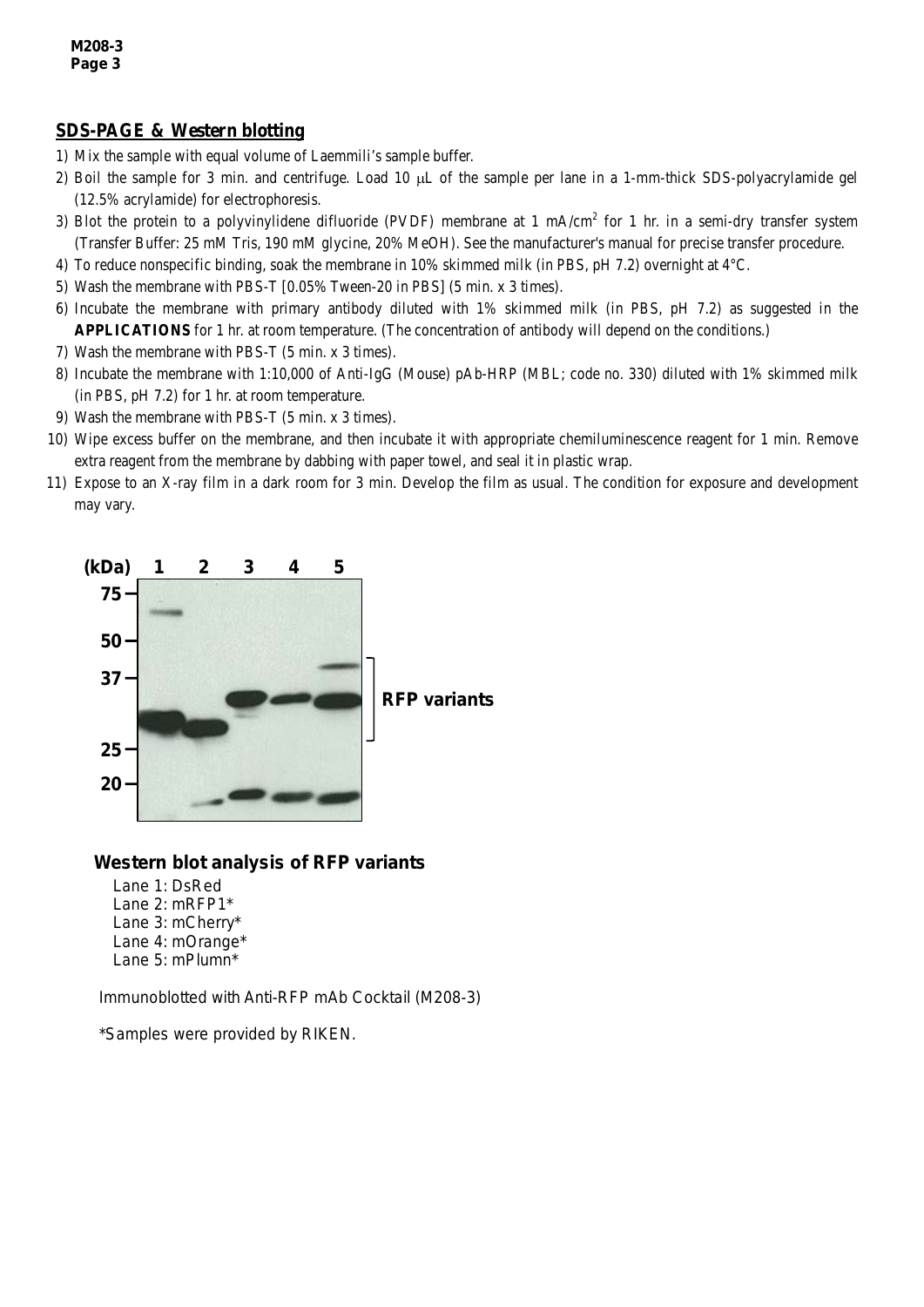## SDS-PAGE & Western blotting

1) Mix the sample with equal volume of Laemmili's sample buffer.
2) Boil the sample for 3 min. and centrifuge. Load 10 μL of the sample per lane in a 1-mm-thick SDS-polyacrylamide gel (12.5% acrylamide) for electrophoresis.
3) Blot the protein to a polyvinylidene difluoride (PVDF) membrane at 1 mA/cm$^2$ for 1 hr. in a semi-dry transfer system (Transfer Buffer: 25 mM Tris, 190 mM glycine, 20% MeOH). See the manufacturer's manual for precise transfer procedure.
4) To reduce nonspecific binding, soak the membrane in 10% skimmed milk (in PBS, pH 7.2) overnight at 4°C.
5) Wash the membrane with PBS-T [0.05% Tween-20 in PBS] (5 min. x 3 times).
6) Incubate the membrane with primary antibody diluted with 1% skimmed milk (in PBS, pH 7.2) as suggested in the **APPLICATIONS** for 1 hr. at room temperature. (The concentration of antibody will depend on the conditions.)
7) Wash the membrane with PBS-T (5 min. x 3 times).
8) Incubate the membrane with 1:10,000 of Anti-IgG (Mouse) pAb-HRP (MBL; code no. 330) diluted with 1% skimmed milk (in PBS, pH 7.2) for 1 hr. at room temperature.
9) Wash the membrane with PBS-T (5 min. x 3 times).
10) Wipe excess buffer on the membrane, and then incubate it with appropriate chemiluminescence reagent for 1 min. Remove extra reagent from the membrane by dabbing with paper towel, and seal it in plastic wrap.
11) Expose to an X-ray film in a dark room for 3 min. Develop the film as usual. The condition for exposure and development may vary.

**Western blot analysis of RFP variants**

Lane 1: DsRed
Lane 2: mRFP1*
Lane 3: mCherry*
Lane 4: mOrange*
Lane 5: mPlumn*

Immunoblotted with Anti-RFP mAb Cocktail (M208-3)

*Samples were provided by RIKEN.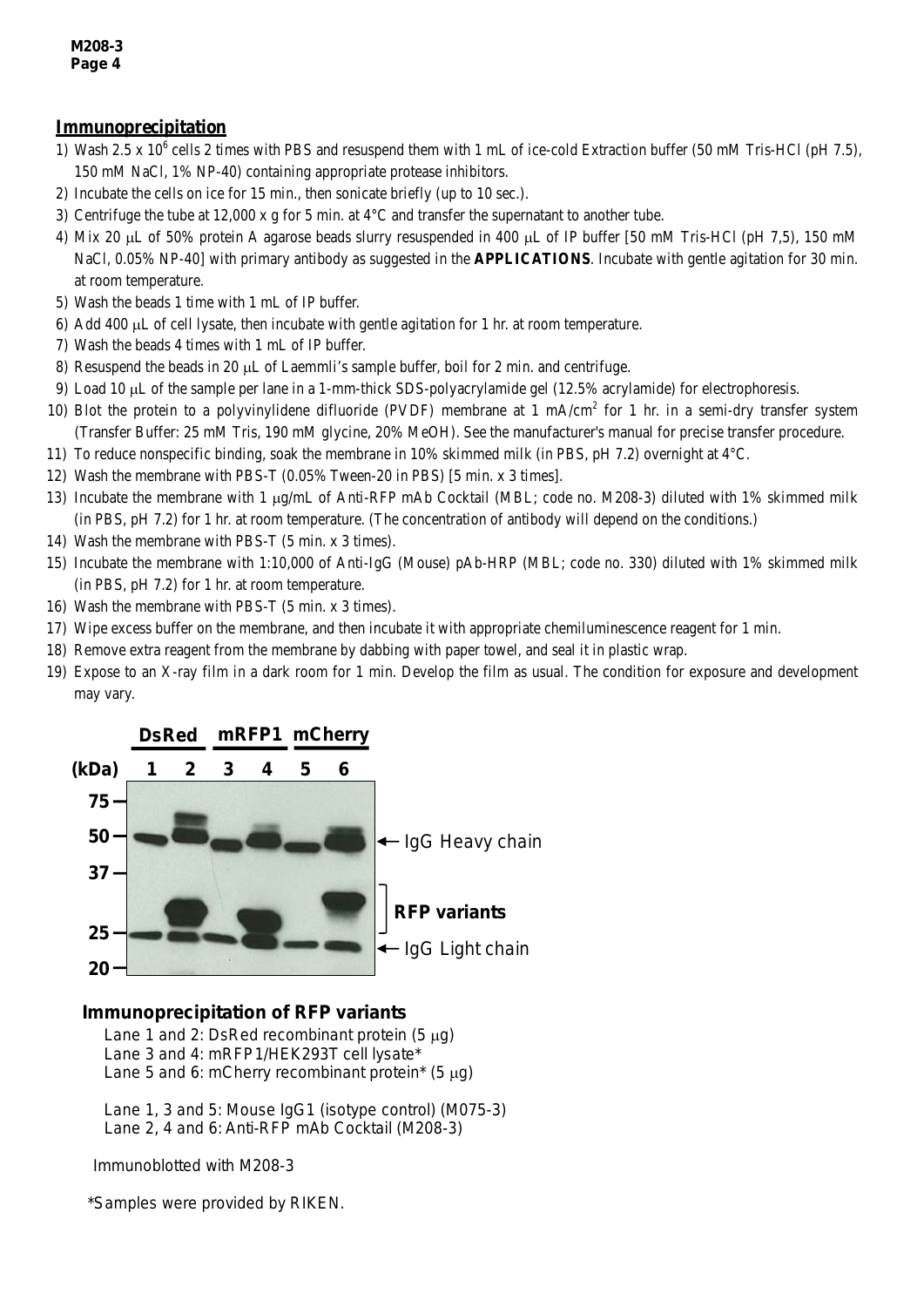## Immunoprecipitation

1) Wash 2.5 x $10^6$ cells 2 times with PBS and resuspend them with 1 mL of ice-cold Extraction buffer (50 mM Tris-HCl (pH 7.5), 150 mM NaCl, 1% NP-40) containing appropriate protease inhibitors.
2) Incubate the cells on ice for 15 min., then sonicate briefly (up to 10 sec.).
3) Centrifuge the tube at 12,000 x g for 5 min. at 4°C and transfer the supernatant to another tube.
4) Mix 20 μL of 50% protein A agarose beads slurry resuspended in 400 μL of IP buffer [50 mM Tris-HCl (pH 7,5), 150 mM NaCl, 0.05% NP-40] with primary antibody as suggested in the **APPLICATIONS**. Incubate with gentle agitation for 30 min. at room temperature.
5) Wash the beads 1 time with 1 mL of IP buffer.
6) Add 400 μL of cell lysate, then incubate with gentle agitation for 1 hr. at room temperature.
7) Wash the beads 4 times with 1 mL of IP buffer.
8) Resuspend the beads in 20 μL of Laemmli's sample buffer, boil for 2 min. and centrifuge.
9) Load 10 μL of the sample per lane in a 1-mm-thick SDS-polyacrylamide gel (12.5% acrylamide) for electrophoresis.
10) Blot the protein to a polyvinylidene difluoride (PVDF) membrane at 1 mA/$cm^2$ for 1 hr. in a semi-dry transfer system (Transfer Buffer: 25 mM Tris, 190 mM glycine, 20% MeOH). See the manufacturer's manual for precise transfer procedure.
11) To reduce nonspecific binding, soak the membrane in 10% skimmed milk (in PBS, pH 7.2) overnight at 4°C.
12) Wash the membrane with PBS-T (0.05% Tween-20 in PBS) [5 min. x 3 times].
13) Incubate the membrane with 1 μg/mL of Anti-RFP mAb Cocktail (MBL; code no. M208-3) diluted with 1% skimmed milk (in PBS, pH 7.2) for 1 hr. at room temperature. (The concentration of antibody will depend on the conditions.)
14) Wash the membrane with PBS-T (5 min. x 3 times).
15) Incubate the membrane with 1:10,000 of Anti-IgG (Mouse) pAb-HRP (MBL; code no. 330) diluted with 1% skimmed milk (in PBS, pH 7.2) for 1 hr. at room temperature.
16) Wash the membrane with PBS-T (5 min. x 3 times).
17) Wipe excess buffer on the membrane, and then incubate it with appropriate chemiluminescence reagent for 1 min.
18) Remove extra reagent from the membrane by dabbing with paper towel, and seal it in plastic wrap.
19) Expose to an X-ray film in a dark room for 1 min. Develop the film as usual. The condition for exposure and development may vary.

**Immunoprecipitation of RFP variants**

Lane 1 and 2: DsRed recombinant protein (5 μg)
Lane 3 and 4: mRFP1/HEK293T cell lysate*
Lane 5 and 6: mCherry recombinant protein* (5 μg)

Lane 1, 3 and 5: Mouse IgG1 (isotype control) (M075-3)
Lane 2, 4 and 6: Anti-RFP mAb Cocktail (M208-3)

Immunoblotted with M208-3

*Samples were provided by RIKEN.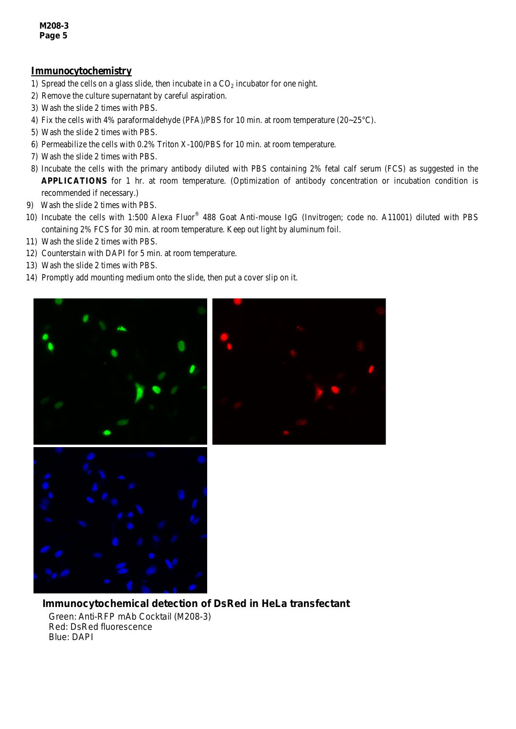## Immunocytochemistry

1) Spread the cells on a glass slide, then incubate in a $CO_2$ incubator for one night.
2) Remove the culture supernatant by careful aspiration.
3) Wash the slide 2 times with PBS.
4) Fix the cells with 4% paraformaldehyde (PFA)/PBS for 10 min. at room temperature (20~25°C).
5) Wash the slide 2 times with PBS.
6) Permeabilize the cells with 0.2% Triton X-100/PBS for 10 min. at room temperature.
7) Wash the slide 2 times with PBS.
8) Incubate the cells with the primary antibody diluted with PBS containing 2% fetal calf serum (FCS) as suggested in the **APPLICATIONS** for 1 hr. at room temperature. (Optimization of antibody concentration or incubation condition is recommended if necessary.)
9) Wash the slide 2 times with PBS.
10) Incubate the cells with 1:500 Alexa Fluor® 488 Goat Anti-mouse IgG (Invitrogen; code no. A11001) diluted with PBS containing 2% FCS for 30 min. at room temperature. Keep out light by aluminum foil.
11) Wash the slide 2 times with PBS.
12) Counterstain with DAPI for 5 min. at room temperature.
13) Wash the slide 2 times with PBS.
14) Promptly add mounting medium onto the slide, then put a cover slip on it.

**Immunocytochemical detection of DsRed in HeLa transfectant**

Green: Anti-RFP mAb Cocktail (M208-3)
Red: DsRed fluorescence
Blue: DAPI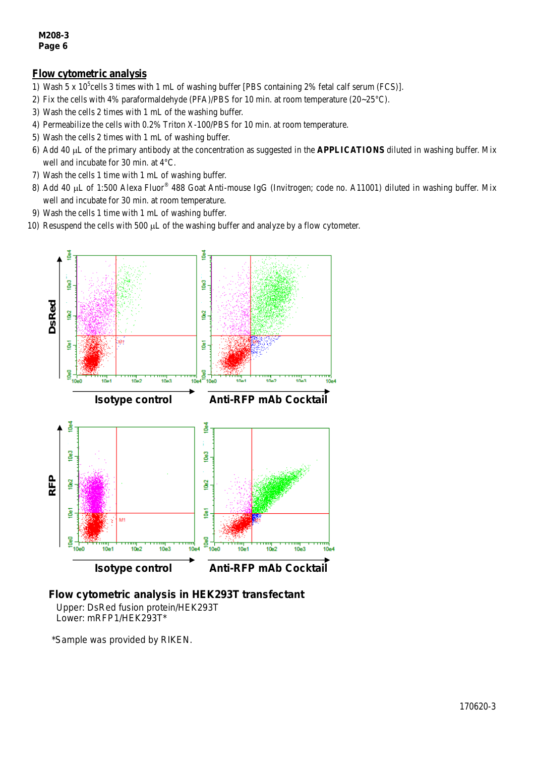## Flow cytometric analysis

1) Wash 5 x $10^5$ cells 3 times with 1 mL of washing buffer [PBS containing 2% fetal calf serum (FCS)].
2) Fix the cells with 4% paraformaldehyde (PFA)/PBS for 10 min. at room temperature (20~25°C).
3) Wash the cells 2 times with 1 mL of the washing buffer.
4) Permeabilize the cells with 0.2% Triton X-100/PBS for 10 min. at room temperature.
5) Wash the cells 2 times with 1 mL of washing buffer.
6) Add 40 µL of the primary antibody at the concentration as suggested in the **APPLICATIONS** diluted in washing buffer. Mix well and incubate for 30 min. at 4°C.
7) Wash the cells 1 time with 1 mL of washing buffer.
8) Add 40 µL of 1:500 Alexa Fluor® 488 Goat Anti-mouse IgG (Invitrogen; code no. A11001) diluted in washing buffer. Mix well and incubate for 30 min. at room temperature.
9) Wash the cells 1 time with 1 mL of washing buffer.
10) Resuspend the cells with 500 µL of the washing buffer and analyze by a flow cytometer.

DsRed

Isotype control

Anti-RFP mAb Cocktail

RFP

Isotype control

Anti-RFP mAb Cocktail

**Flow cytometric analysis in HEK293T transfectant**

Upper: DsRed fusion protein/HEK293T
Lower: mRFP1/HEK293T*

*Sample was provided by RIKEN.